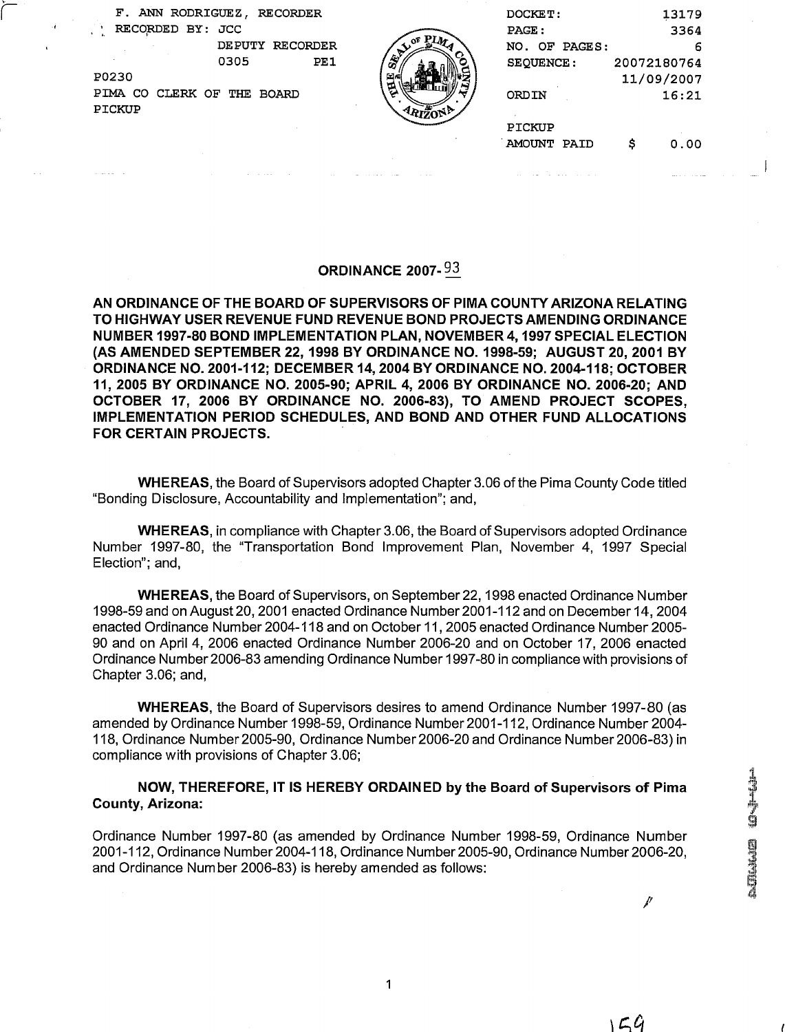F. ANN RODRIGUEZ, RECORDER
RECORDED BY: JCC
DEPUTY RECORDER
0305 PE1
P0230
PIMA CO CLERK OF THE BOARD
PICKUP

DOCKET: 13179
PAGE: 3364
NO. OF PAGES: 6
SEQUENCE: 20072180764
11/09/2007
ORDIN 16:21

PICKUP
AMOUNT PAID $ 0.00

# ORDINANCE 2007-93

**AN ORDINANCE OF THE BOARD OF SUPERVISORS OF PIMA COUNTY ARIZONA RELATING TO HIGHWAY USER REVENUE FUND REVENUE BOND PROJECTS AMENDING ORDINANCE NUMBER 1997-80 BOND IMPLEMENTATION PLAN, NOVEMBER 4, 1997 SPECIAL ELECTION (AS AMENDED SEPTEMBER 22, 1998 BY ORDINANCE NO. 1998-59; AUGUST 20, 2001 BY ORDINANCE NO. 2001-112; DECEMBER 14, 2004 BY ORDINANCE NO. 2004-118; OCTOBER 11, 2005 BY ORDINANCE NO. 2005-90; APRIL 4, 2006 BY ORDINANCE NO. 2006-20; AND OCTOBER 17, 2006 BY ORDINANCE NO. 2006-83), TO AMEND PROJECT SCOPES, IMPLEMENTATION PERIOD SCHEDULES, AND BOND AND OTHER FUND ALLOCATIONS FOR CERTAIN PROJECTS.**

**WHEREAS**, the Board of Supervisors adopted Chapter 3.06 of the Pima County Code titled "Bonding Disclosure, Accountability and Implementation"; and,

**WHEREAS**, in compliance with Chapter 3.06, the Board of Supervisors adopted Ordinance Number 1997-80, the "Transportation Bond Improvement Plan, November 4, 1997 Special Election"; and,

**WHEREAS**, the Board of Supervisors, on September 22, 1998 enacted Ordinance Number 1998-59 and on August 20, 2001 enacted Ordinance Number 2001-112 and on December 14, 2004 enacted Ordinance Number 2004-118 and on October 11, 2005 enacted Ordinance Number 2005-90 and on April 4, 2006 enacted Ordinance Number 2006-20 and on October 17, 2006 enacted Ordinance Number 2006-83 amending Ordinance Number 1997-80 in compliance with provisions of Chapter 3.06; and,

**WHEREAS**, the Board of Supervisors desires to amend Ordinance Number 1997-80 (as amended by Ordinance Number 1998-59, Ordinance Number 2001-112, Ordinance Number 2004-118, Ordinance Number 2005-90, Ordinance Number 2006-20 and Ordinance Number 2006-83) in compliance with provisions of Chapter 3.06;

**NOW, THEREFORE, IT IS HEREBY ORDAINED by the Board of Supervisors of Pima County, Arizona:**

Ordinance Number 1997-80 (as amended by Ordinance Number 1998-59, Ordinance Number 2001-112, Ordinance Number 2004-118, Ordinance Number 2005-90, Ordinance Number 2006-20, and Ordinance Number 2006-83) is hereby amended as follows: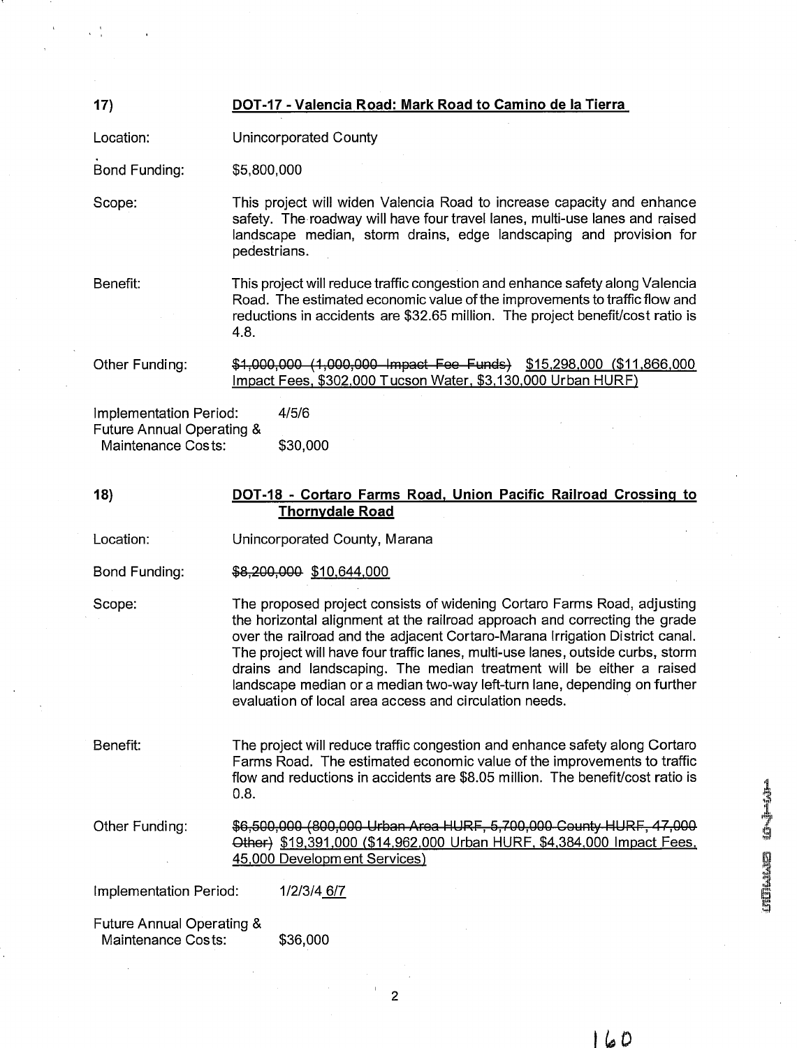**17) DOT-17 - Valencia Road: Mark Road to Camino de la Tierra**

Location: Unincorporated County

Bond Funding: $5,800,000

Scope: This project will widen Valencia Road to increase capacity and enhance safety. The roadway will have four travel lanes, multi-use lanes and raised landscape median, storm drains, edge landscaping and provision for pedestrians.

Benefit: This project will reduce traffic congestion and enhance safety along Valencia Road. The estimated economic value of the improvements to traffic flow and reductions in accidents are $32.65 million. The project benefit/cost ratio is 4.8.

Other Funding: ~~$1,000,000 (1,000,000 Impact Fee Funds)~~ $15,298,000 ($11,866,000 Impact Fees, $302,000 Tucson Water, $3,130,000 Urban HURF)

Implementation Period: 4/5/6

Future Annual Operating & Maintenance Costs: $30,000

**18) DOT-18 - Cortaro Farms Road, Union Pacific Railroad Crossing to Thornydale Road**

Location: Unincorporated County, Marana

Bond Funding: ~~$8,200,000~~ $10,644,000

Scope: The proposed project consists of widening Cortaro Farms Road, adjusting the horizontal alignment at the railroad approach and correcting the grade over the railroad and the adjacent Cortaro-Marana Irrigation District canal. The project will have four traffic lanes, multi-use lanes, outside curbs, storm drains and landscaping. The median treatment will be either a raised landscape median or a median two-way left-turn lane, depending on further evaluation of local area access and circulation needs.

Benefit: The project will reduce traffic congestion and enhance safety along Cortaro Farms Road. The estimated economic value of the improvements to traffic flow and reductions in accidents are $8.05 million. The benefit/cost ratio is 0.8.

Other Funding: ~~$6,500,000 (800,000 Urban Area HURF, 5,700,000 County HURF, 47,000 Other)~~ $19,391,000 ($14,962,000 Urban HURF, $4,384,000 Impact Fees, 45,000 Development Services)

Implementation Period: ~~1/2/3/4~~ 6/7

Future Annual Operating & Maintenance Costs: $36,000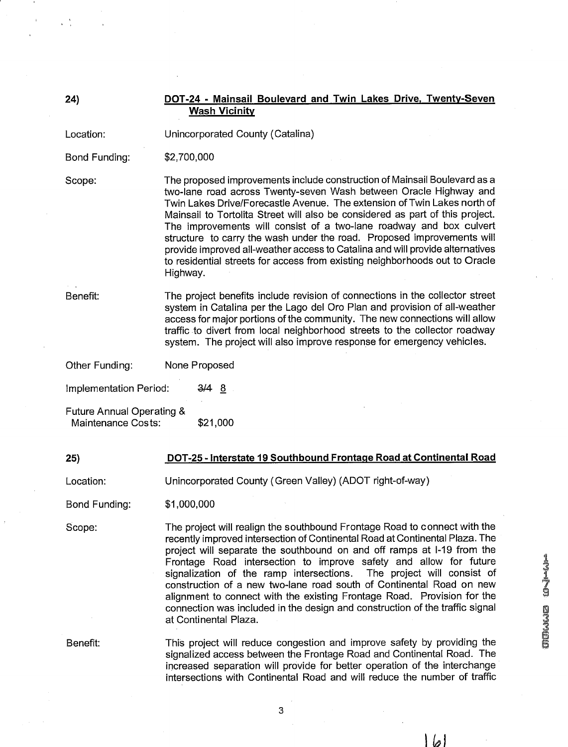**24)** **DOT-24 - Mainsail Boulevard and Twin Lakes Drive, Twenty-Seven Wash Vicinity**

Location: Unincorporated County (Catalina)

Bond Funding: $2,700,000

Scope: The proposed improvements include construction of Mainsail Boulevard as a two-lane road across Twenty-seven Wash between Oracle Highway and Twin Lakes Drive/Forecastle Avenue. The extension of Twin Lakes north of Mainsail to Tortolita Street will also be considered as part of this project. The improvements will consist of a two-lane roadway and box culvert structure to carry the wash under the road. Proposed improvements will provide improved all-weather access to Catalina and will provide alternatives to residential streets for access from existing neighborhoods out to Oracle Highway.

Benefit: The project benefits include revision of connections in the collector street system in Catalina per the Lago del Oro Plan and provision of all-weather access for major portions of the community. The new connections will allow traffic to divert from local neighborhood streets to the collector roadway system. The project will also improve response for emergency vehicles.

Other Funding: None Proposed

Implementation Period: ~~3/4~~ 8

Future Annual Operating & Maintenance Costs: $21,000

**25)** **DOT-25 - Interstate 19 Southbound Frontage Road at Continental Road**

Location: Unincorporated County (Green Valley) (ADOT right-of-way)

Bond Funding: $1,000,000

Scope: The project will realign the southbound Frontage Road to connect with the recently improved intersection of Continental Road at Continental Plaza. The project will separate the southbound on and off ramps at I-19 from the Frontage Road intersection to improve safety and allow for future signalization of the ramp intersections. The project will consist of construction of a new two-lane road south of Continental Road on new alignment to connect with the existing Frontage Road. Provision for the connection was included in the design and construction of the traffic signal at Continental Plaza.

Benefit: This project will reduce congestion and improve safety by providing the signalized access between the Frontage Road and Continental Road. The increased separation will provide for better operation of the interchange intersections with Continental Road and will reduce the number of traffic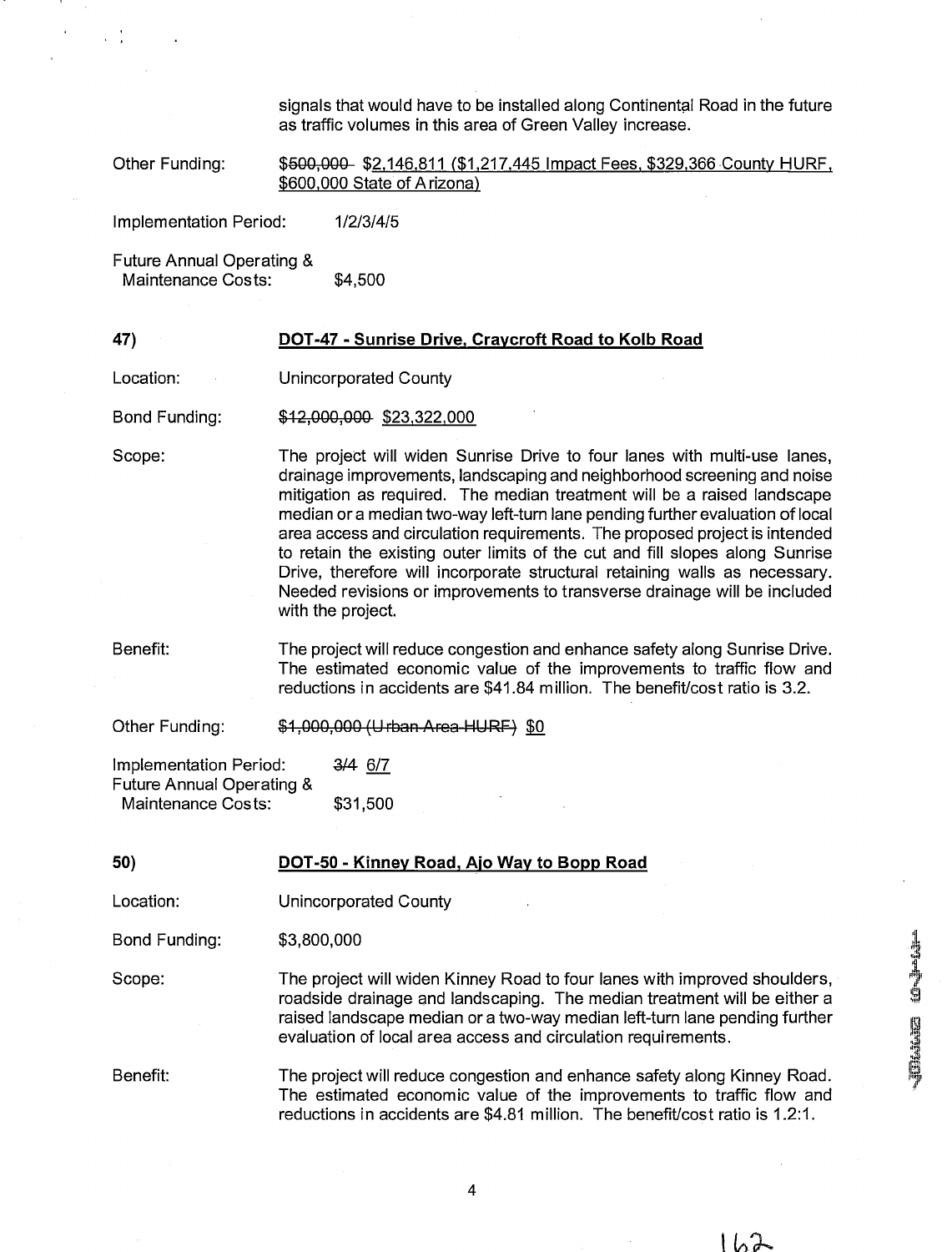signals that would have to be installed along Continental Road in the future as traffic volumes in this area of Green Valley increase.

Other Funding: ~~$500,000~~ $2,146,811 ($1,217,445 Impact Fees, $329,366 County HURF, $600,000 State of Arizona)

Implementation Period: 1/2/3/4/5

Future Annual Operating & Maintenance Costs: $4,500

**47)** **DOT-47 - Sunrise Drive, Craycroft Road to Kolb Road**

Location: Unincorporated County

Bond Funding: ~~$12,000,000~~ $23,322,000

Scope: The project will widen Sunrise Drive to four lanes with multi-use lanes, drainage improvements, landscaping and neighborhood screening and noise mitigation as required. The median treatment will be a raised landscape median or a median two-way left-turn lane pending further evaluation of local area access and circulation requirements. The proposed project is intended to retain the existing outer limits of the cut and fill slopes along Sunrise Drive, therefore will incorporate structural retaining walls as necessary. Needed revisions or improvements to transverse drainage will be included with the project.

Benefit: The project will reduce congestion and enhance safety along Sunrise Drive. The estimated economic value of the improvements to traffic flow and reductions in accidents are $41.84 million. The benefit/cost ratio is 3.2.

Other Funding: ~~$1,000,000 (Urban Area HURF)~~ $0

Implementation Period: ~~3/4~~ 6/7

Future Annual Operating & Maintenance Costs: $31,500

**50)** **DOT-50 - Kinney Road, Ajo Way to Bopp Road**

Location: Unincorporated County

Bond Funding: $3,800,000

Scope: The project will widen Kinney Road to four lanes with improved shoulders, roadside drainage and landscaping. The median treatment will be either a raised landscape median or a two-way median left-turn lane pending further evaluation of local area access and circulation requirements.

Benefit: The project will reduce congestion and enhance safety along Kinney Road. The estimated economic value of the improvements to traffic flow and reductions in accidents are $4.81 million. The benefit/cost ratio is 1.2:1.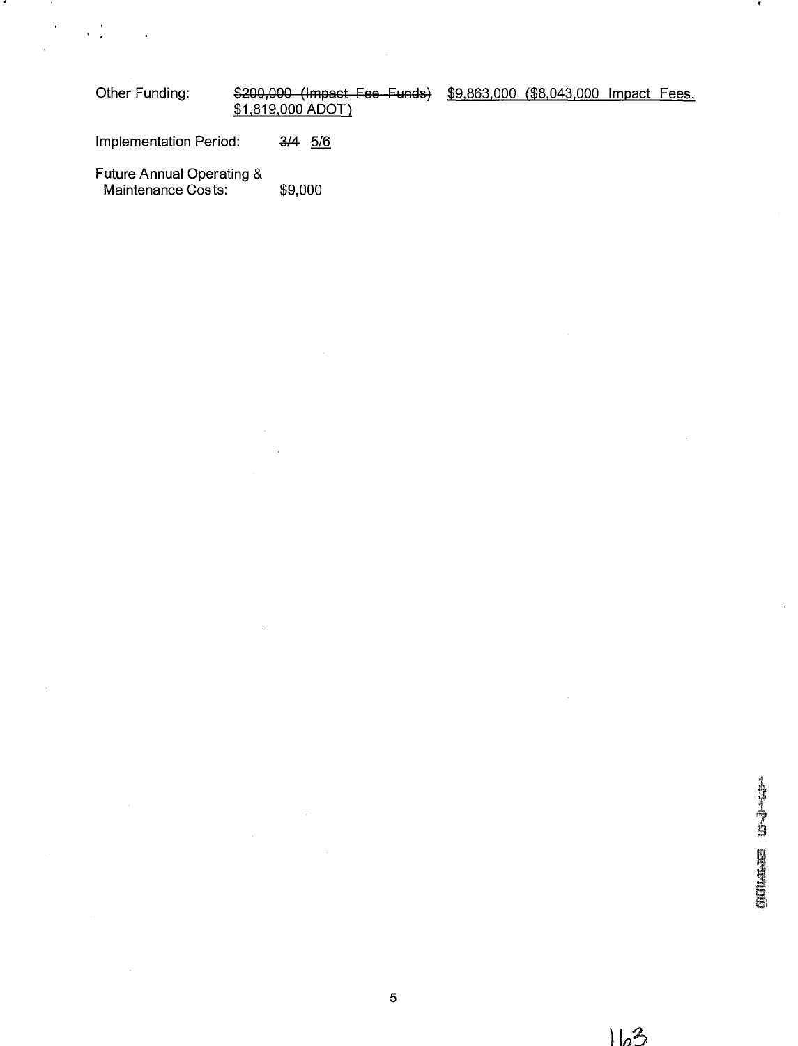Other Funding: ~~$200,000 (Impact Fee Funds)~~ <u>$9,863,000 ($8,043,000 Impact Fees, $1,819,000 ADOT)</u>

Implementation Period: ~~3/4~~ <u>5/6</u>

Future Annual Operating & Maintenance Costs: $9,000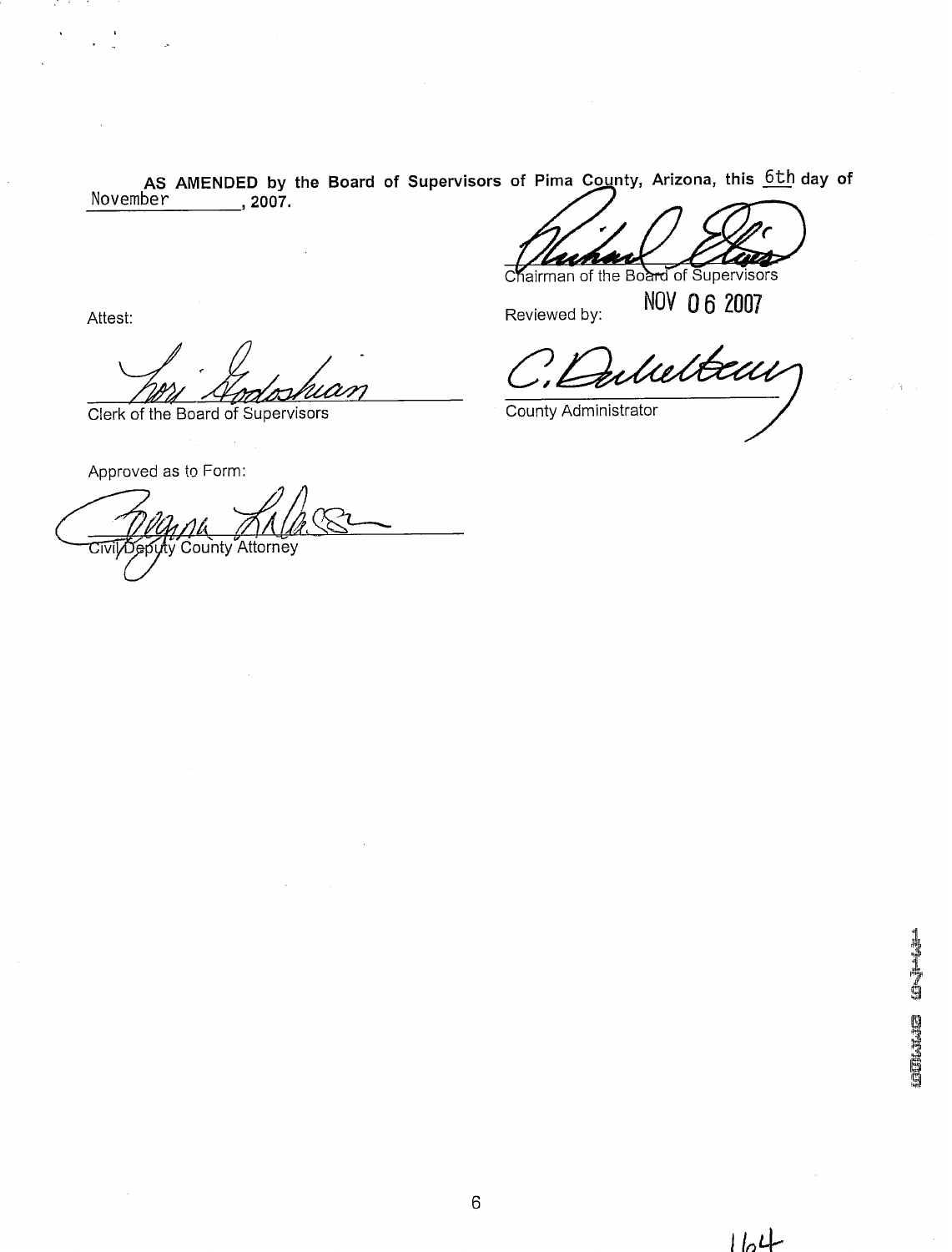**AS AMENDED by the Board of Supervisors of Pima County, Arizona, this 6th day of November, 2007.**

Chairman of the Board of Supervisors

Reviewed by: NOV 06 2007

County Administrator

Attest:

Clerk of the Board of Supervisors

Approved as to Form:

Civil Deputy County Attorney

1164